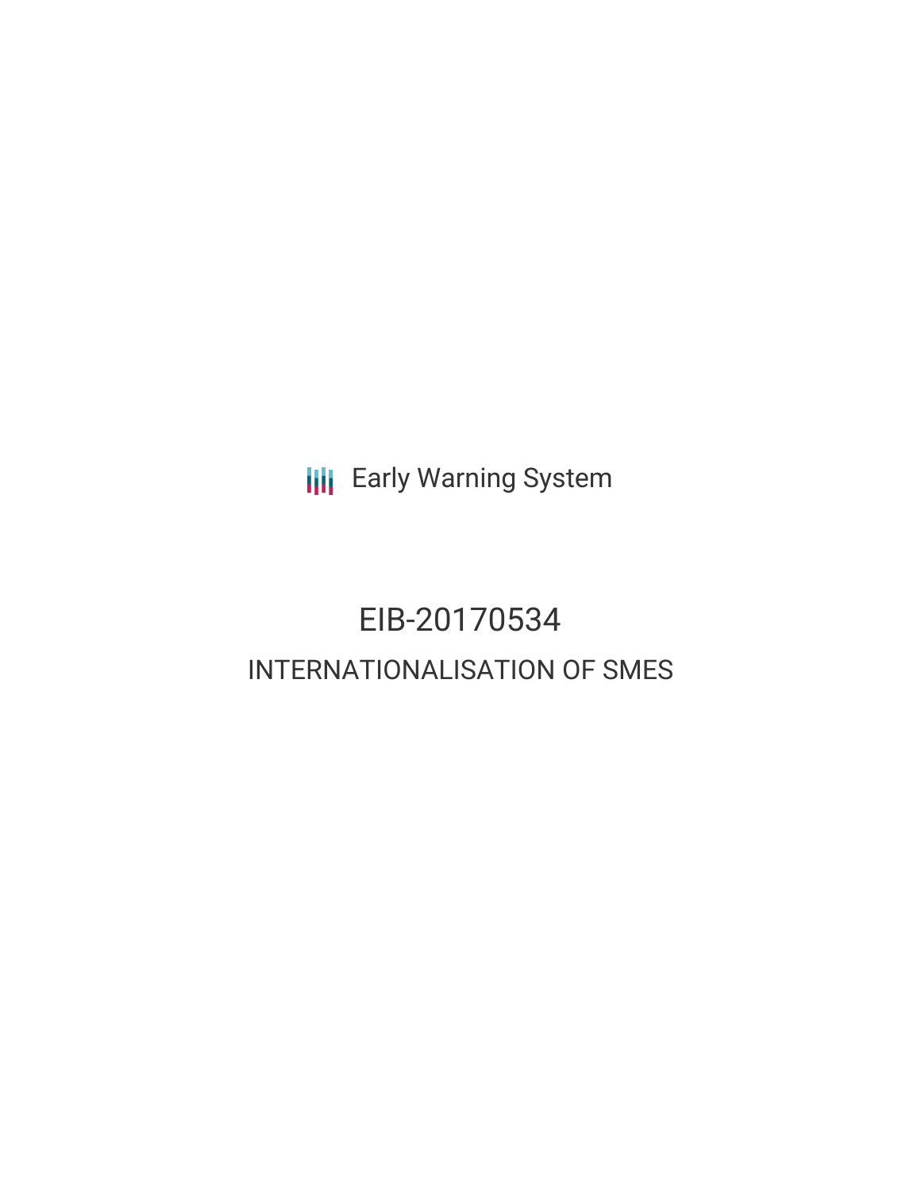Early Warning System

# EIB-20170534

## INTERNATIONALISATION OF SMES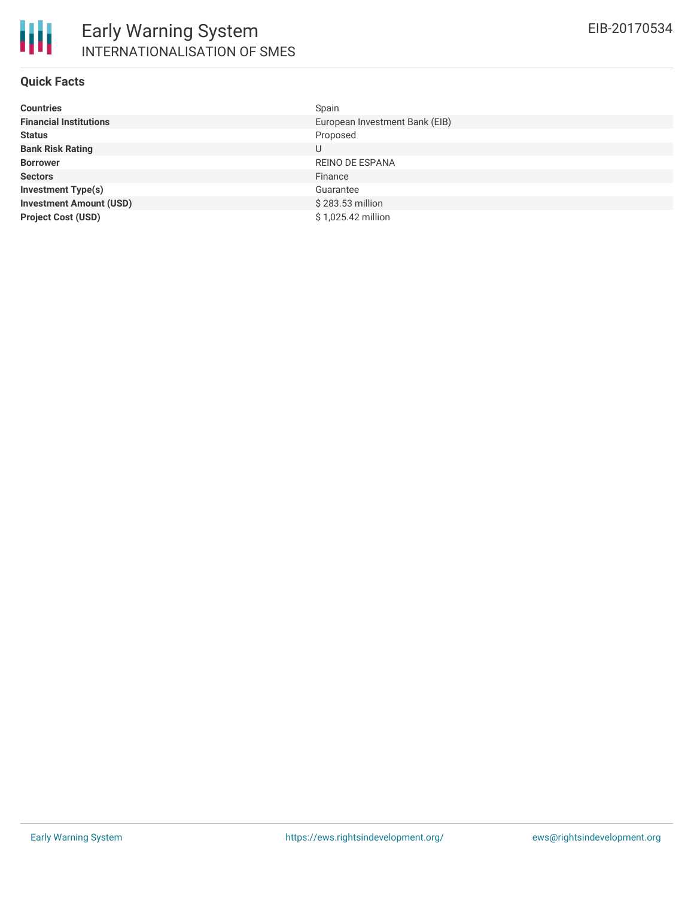## Quick Facts

| | |
|---|---|
| **Countries** | Spain |
| **Financial Institutions** | European Investment Bank (EIB) |
| **Status** | Proposed |
| **Bank Risk Rating** | U |
| **Borrower** | REINO DE ESPANA |
| **Sectors** | Finance |
| **Investment Type(s)** | Guarantee |
| **Investment Amount (USD)** | $ 283.53 million |
| **Project Cost (USD)** | $ 1,025.42 million |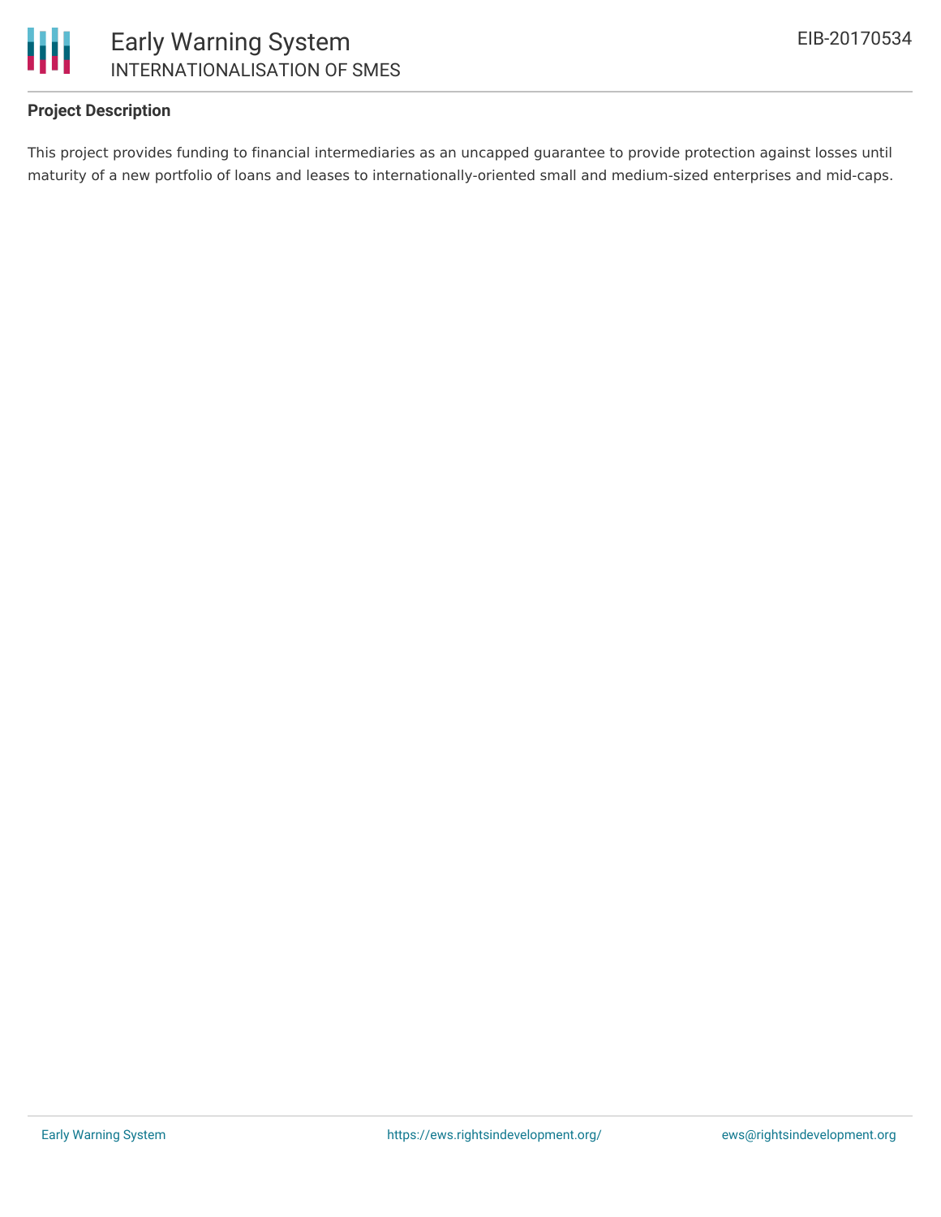**Project Description**

This project provides funding to financial intermediaries as an uncapped guarantee to provide protection against losses until maturity of a new portfolio of loans and leases to internationally-oriented small and medium-sized enterprises and mid-caps.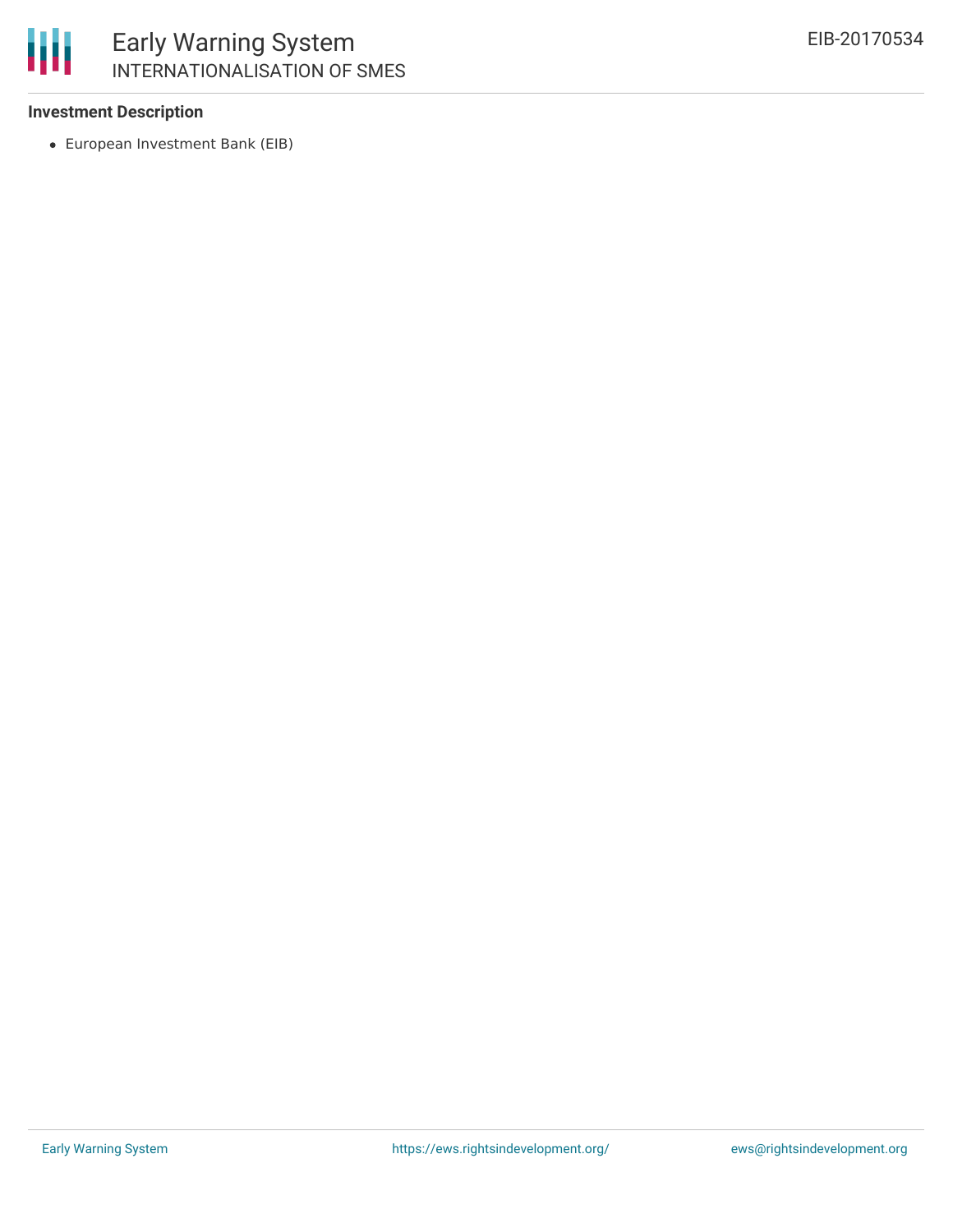### Investment Description

- European Investment Bank (EIB)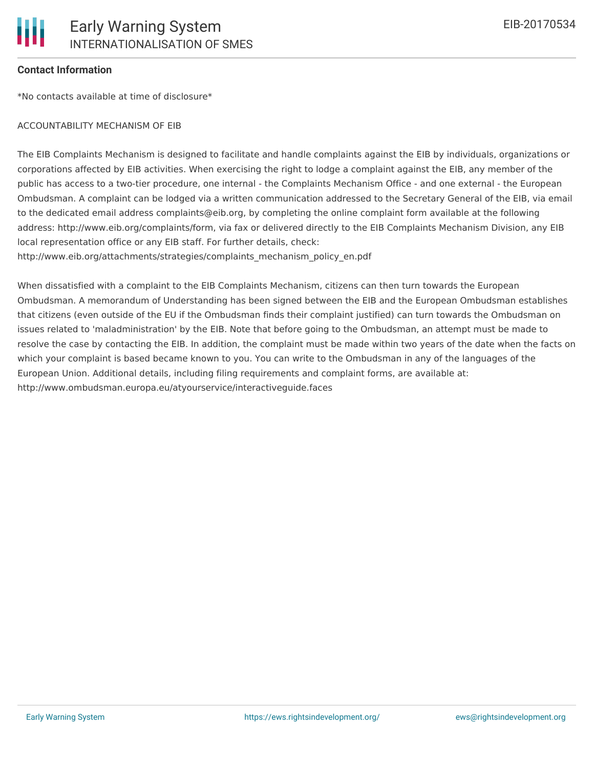## Contact Information

*No contacts available at time of disclosure*

ACCOUNTABILITY MECHANISM OF EIB

The EIB Complaints Mechanism is designed to facilitate and handle complaints against the EIB by individuals, organizations or corporations affected by EIB activities. When exercising the right to lodge a complaint against the EIB, any member of the public has access to a two-tier procedure, one internal - the Complaints Mechanism Office - and one external - the European Ombudsman. A complaint can be lodged via a written communication addressed to the Secretary General of the EIB, via email to the dedicated email address complaints@eib.org, by completing the online complaint form available at the following address: http://www.eib.org/complaints/form, via fax or delivered directly to the EIB Complaints Mechanism Division, any EIB local representation office or any EIB staff. For further details, check: http://www.eib.org/attachments/strategies/complaints_mechanism_policy_en.pdf

When dissatisfied with a complaint to the EIB Complaints Mechanism, citizens can then turn towards the European Ombudsman. A memorandum of Understanding has been signed between the EIB and the European Ombudsman establishes that citizens (even outside of the EU if the Ombudsman finds their complaint justified) can turn towards the Ombudsman on issues related to 'maladministration' by the EIB. Note that before going to the Ombudsman, an attempt must be made to resolve the case by contacting the EIB. In addition, the complaint must be made within two years of the date when the facts on which your complaint is based became known to you. You can write to the Ombudsman in any of the languages of the European Union. Additional details, including filing requirements and complaint forms, are available at: http://www.ombudsman.europa.eu/atyourservice/interactiveguide.faces